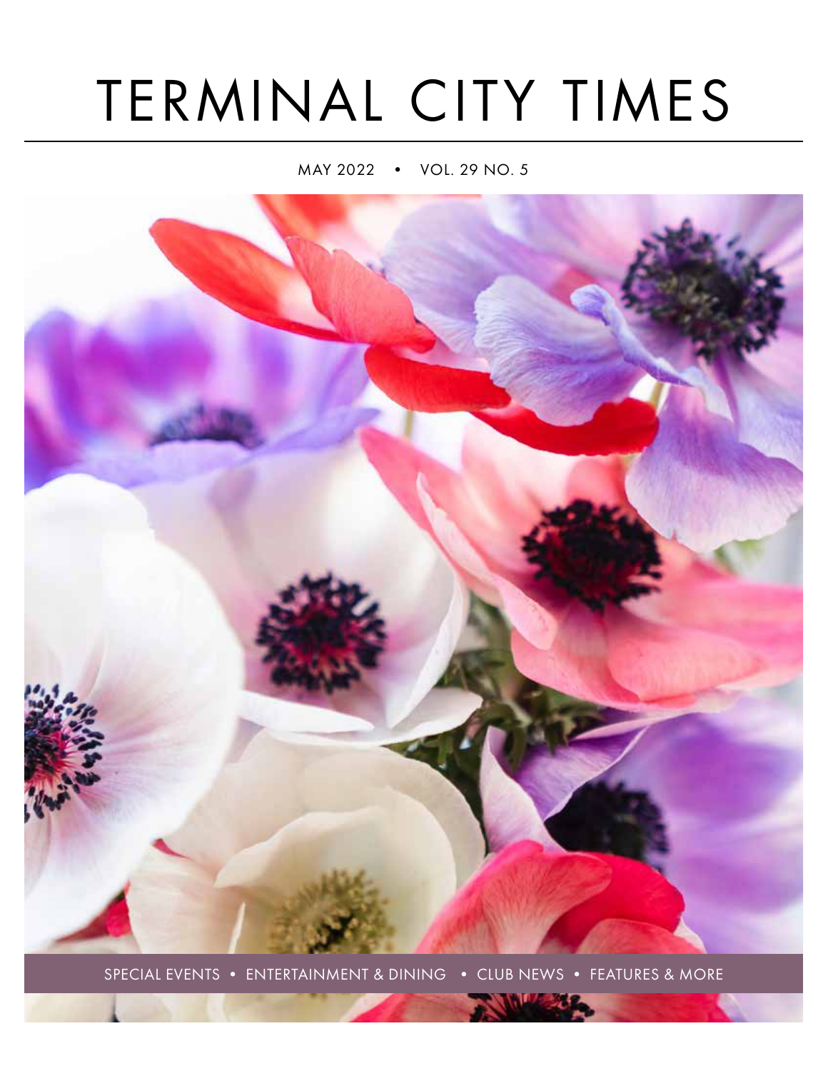# TERMINAL CITY TIMES

MAY 2022 • VOL. 29 NO. 5

SPECIAL EVENTS • ENTERTAINMENT & DINING • CLUB NEWS • FEATURES & MORE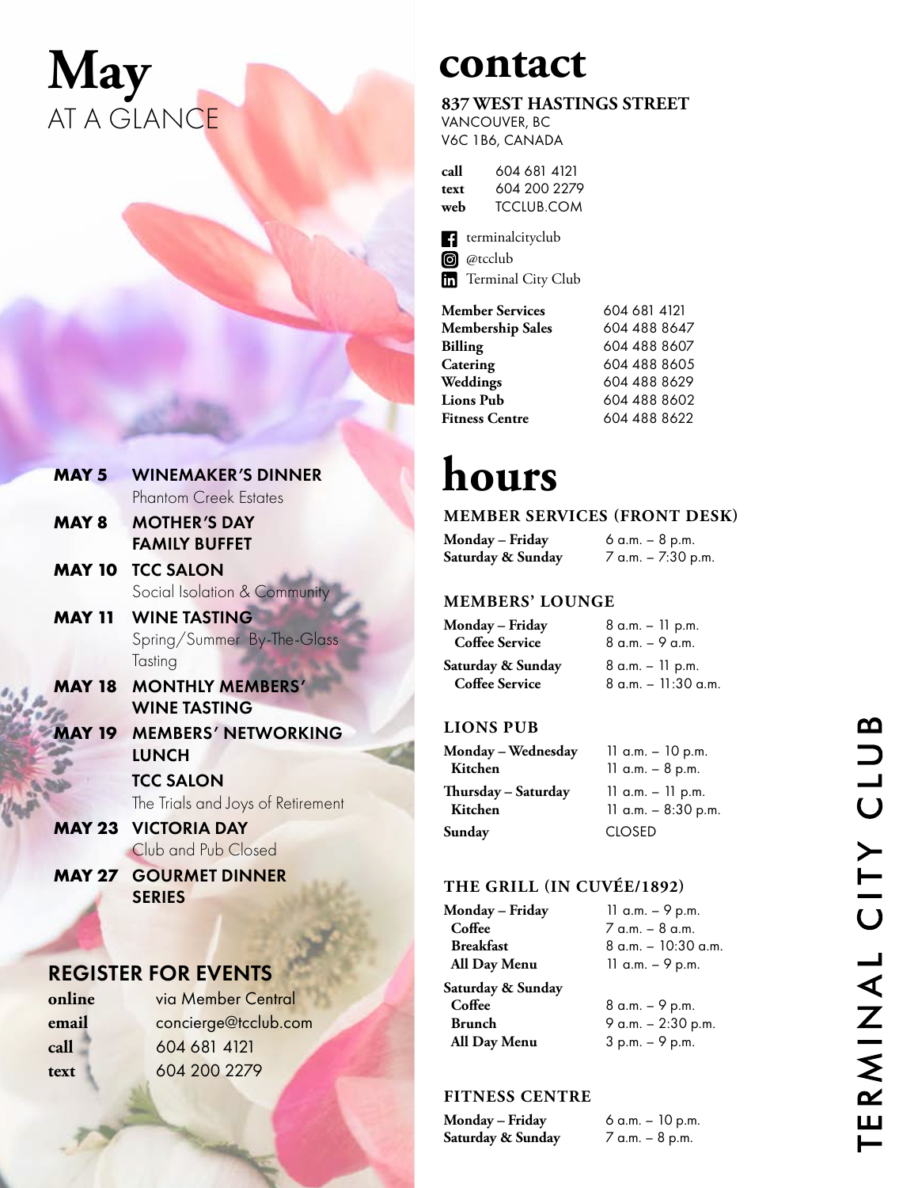# May
## AT A GLANCE

**MAY 5** **WINEMAKER'S DINNER**
Phantom Creek Estates

**MAY 8** **MOTHER'S DAY FAMILY BUFFET**

**MAY 10** **TCC SALON**
Social Isolation & Community

**MAY 11** **WINE TASTING**
Spring/Summer By-The-Glass Tasting

**MAY 18** **MONTHLY MEMBERS' WINE TASTING**

**MAY 19** **MEMBERS' NETWORKING LUNCH**

**TCC SALON**
The Trials and Joys of Retirement

**MAY 23** **VICTORIA DAY**
Club and Pub Closed

**MAY 27** **GOURMET DINNER SERIES**

## REGISTER FOR EVENTS

| | |
|---|---|
| **online** | via Member Central |
| **email** | concierge@tcclub.com |
| **call** | 604 681 4121 |
| **text** | 604 200 2279 |

# contact

**837 WEST HASTINGS STREET**
VANCOUVER, BC
V6C 1B6, CANADA

| | |
|---|---|
| **call** | 604 681 4121 |
| **text** | 604 200 2279 |
| **web** | TCCLUB.COM |

terminalcityclub
@tcclub
Terminal City Club

| | |
|---|---|
| **Member Services** | 604 681 4121 |
| **Membership Sales** | 604 488 8647 |
| **Billing** | 604 488 8607 |
| **Catering** | 604 488 8605 |
| **Weddings** | 604 488 8629 |
| **Lions Pub** | 604 488 8602 |
| **Fitness Centre** | 604 488 8622 |

# hours

### MEMBER SERVICES (FRONT DESK)

| | |
|---|---|
| **Monday – Friday** | 6 a.m. – 8 p.m. |
| **Saturday & Sunday** | 7 a.m. – 7:30 p.m. |

### MEMBERS' LOUNGE

| | |
|---|---|
| **Monday – Friday** | 8 a.m. – 11 p.m. |
| **Coffee Service** | 8 a.m. – 9 a.m. |
| **Saturday & Sunday** | 8 a.m. – 11 p.m. |
| **Coffee Service** | 8 a.m. – 11:30 a.m. |

### LIONS PUB

| | |
|---|---|
| **Monday – Wednesday** | 11 a.m. – 10 p.m. |
| **Kitchen** | 11 a.m. – 8 p.m. |
| **Thursday – Saturday** | 11 a.m. – 11 p.m. |
| **Kitchen** | 11 a.m. – 8:30 p.m. |
| **Sunday** | CLOSED |

### THE GRILL (IN CUVÉE/1892)

| | |
|---|---|
| **Monday – Friday** | 11 a.m. – 9 p.m. |
| **Coffee** | 7 a.m. – 8 a.m. |
| **Breakfast** | 8 a.m. – 10:30 a.m. |
| **All Day Menu** | 11 a.m. – 9 p.m. |
| **Saturday & Sunday** | |
| **Coffee** | 8 a.m. – 9 p.m. |
| **Brunch** | 9 a.m. – 2:30 p.m. |
| **All Day Menu** | 3 p.m. – 9 p.m. |

### FITNESS CENTRE

| | |
|---|---|
| **Monday – Friday** | 6 a.m. – 10 p.m. |
| **Saturday & Sunday** | 7 a.m. – 8 p.m. |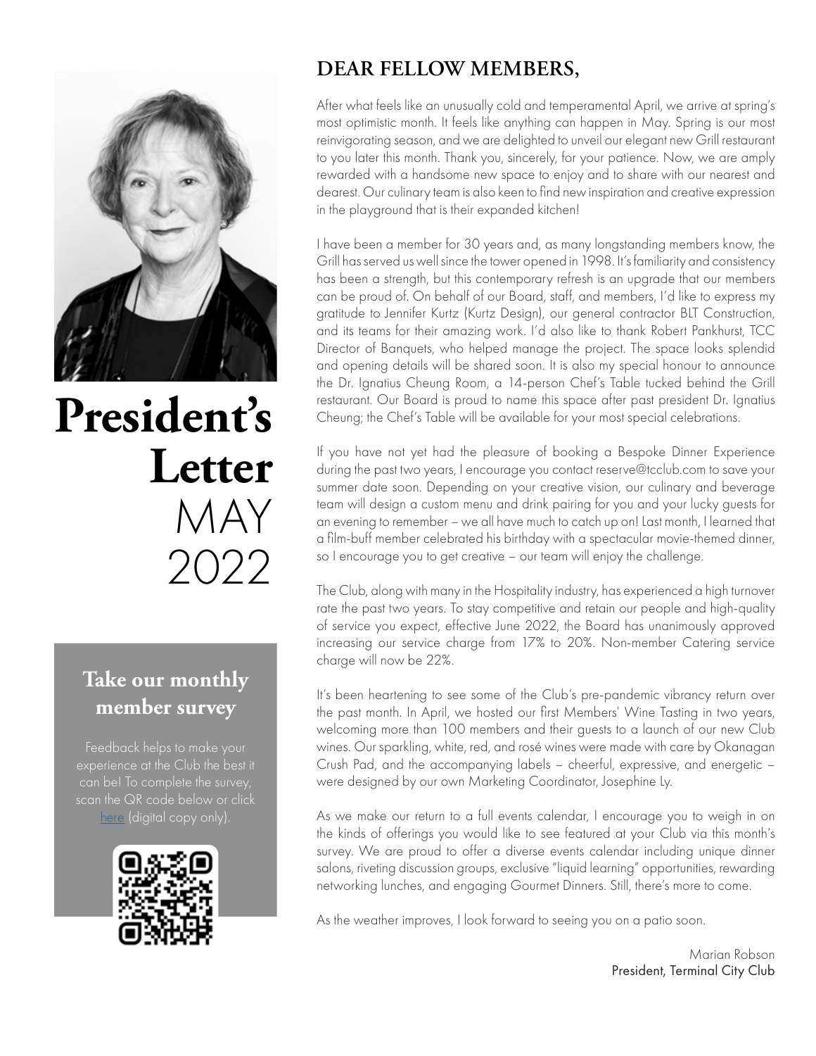# President's Letter

MAY 2022

## DEAR FELLOW MEMBERS,

After what feels like an unusually cold and temperamental April, we arrive at spring's most optimistic month. It feels like anything can happen in May. Spring is our most reinvigorating season, and we are delighted to unveil our elegant new Grill restaurant to you later this month. Thank you, sincerely, for your patience. Now, we are amply rewarded with a handsome new space to enjoy and to share with our nearest and dearest. Our culinary team is also keen to find new inspiration and creative expression in the playground that is their expanded kitchen!

I have been a member for 30 years and, as many longstanding members know, the Grill has served us well since the tower opened in 1998. It's familiarity and consistency has been a strength, but this contemporary refresh is an upgrade that our members can be proud of. On behalf of our Board, staff, and members, I'd like to express my gratitude to Jennifer Kurtz (Kurtz Design), our general contractor BLT Construction, and its teams for their amazing work. I'd also like to thank Robert Pankhurst, TCC Director of Banquets, who helped manage the project. The space looks splendid and opening details will be shared soon. It is also my special honour to announce the Dr. Ignatius Cheung Room, a 14-person Chef's Table tucked behind the Grill restaurant. Our Board is proud to name this space after past president Dr. Ignatius Cheung; the Chef's Table will be available for your most special celebrations.

If you have not yet had the pleasure of booking a Bespoke Dinner Experience during the past two years, I encourage you contact reserve@tcclub.com to save your summer date soon. Depending on your creative vision, our culinary and beverage team will design a custom menu and drink pairing for you and your lucky guests for an evening to remember – we all have much to catch up on! Last month, I learned that a film-buff member celebrated his birthday with a spectacular movie-themed dinner, so I encourage you to get creative – our team will enjoy the challenge.

The Club, along with many in the Hospitality industry, has experienced a high turnover rate the past two years. To stay competitive and retain our people and high-quality of service you expect, effective June 2022, the Board has unanimously approved increasing our service charge from 17% to 20%. Non-member Catering service charge will now be 22%.

It's been heartening to see some of the Club's pre-pandemic vibrancy return over the past month. In April, we hosted our first Members' Wine Tasting in two years, welcoming more than 100 members and their guests to a launch of our new Club wines. Our sparkling, white, red, and rosé wines were made with care by Okanagan Crush Pad, and the accompanying labels – cheerful, expressive, and energetic – were designed by our own Marketing Coordinator, Josephine Ly.

As we make our return to a full events calendar, I encourage you to weigh in on the kinds of offerings you would like to see featured at your Club via this month's survey. We are proud to offer a diverse events calendar including unique dinner salons, riveting discussion groups, exclusive "liquid learning" opportunities, rewarding networking lunches, and engaging Gourmet Dinners. Still, there's more to come.

As the weather improves, I look forward to seeing you on a patio soon.

Marian Robson
President, Terminal City Club

### Take our monthly member survey

Feedback helps to make your experience at the Club the best it can be! To complete the survey, scan the QR code below or click here (digital copy only).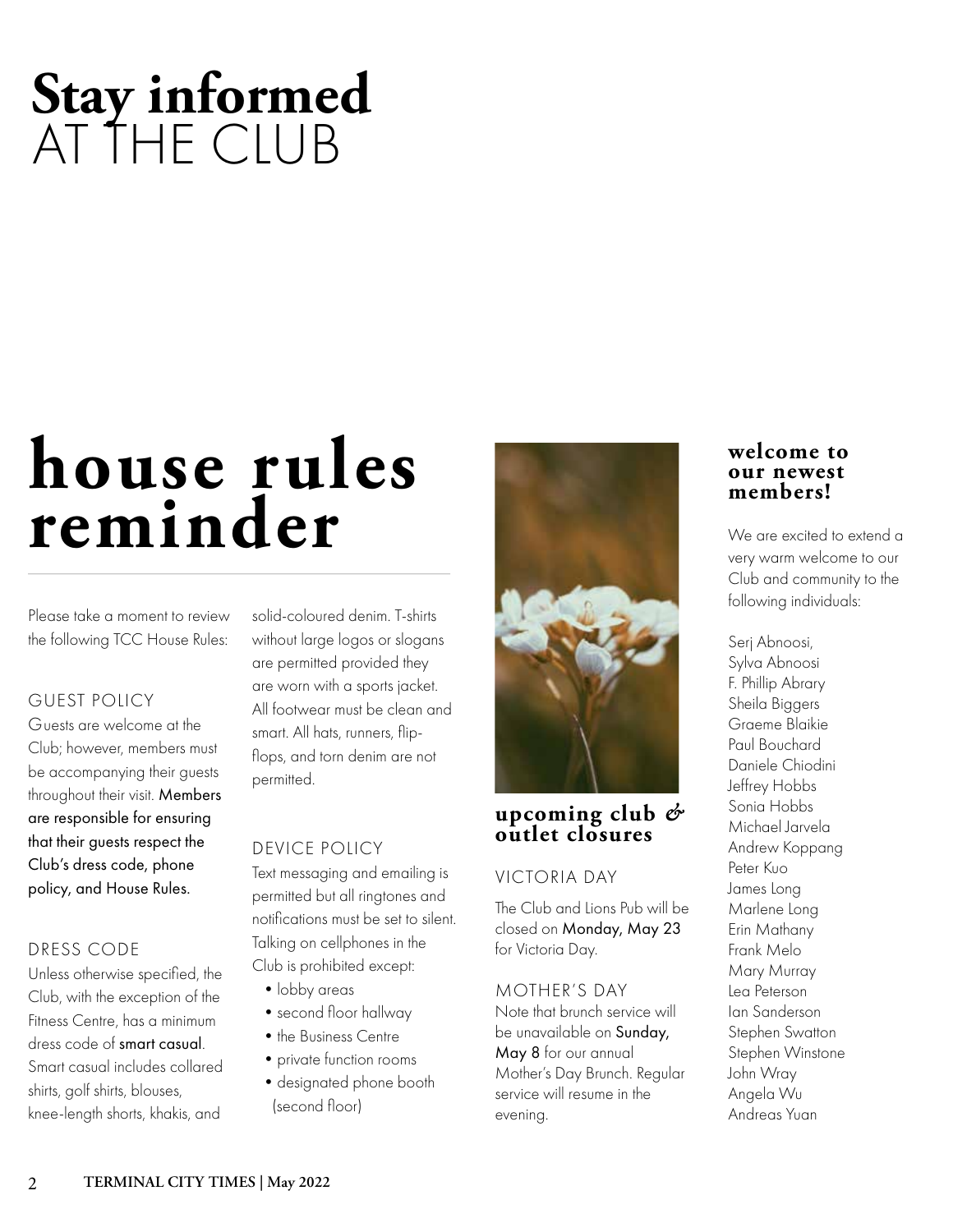# Stay informed AT THE CLUB

## house rules reminder

Please take a moment to review the following TCC House Rules:

### GUEST POLICY

Guests are welcome at the Club; however, members must be accompanying their guests throughout their visit. Members are responsible for ensuring that their guests respect the Club's dress code, phone policy, and House Rules.

### DRESS CODE

Unless otherwise specified, the Club, with the exception of the Fitness Centre, has a minimum dress code of smart casual. Smart casual includes collared shirts, golf shirts, blouses, knee-length shorts, khakis, and solid-coloured denim. T-shirts without large logos or slogans are permitted provided they are worn with a sports jacket. All footwear must be clean and smart. All hats, runners, flip-flops, and torn denim are not permitted.

### DEVICE POLICY

Text messaging and emailing is permitted but all ringtones and notifications must be set to silent. Talking on cellphones in the Club is prohibited except:

- lobby areas
- second floor hallway
- the Business Centre
- private function rooms
- designated phone booth (second floor)

## upcoming club & outlet closures

### VICTORIA DAY

The Club and Lions Pub will be closed on Monday, May 23 for Victoria Day.

### MOTHER'S DAY

Note that brunch service will be unavailable on Sunday, May 8 for our annual Mother's Day Brunch. Regular service will resume in the evening.

## welcome to our newest members!

We are excited to extend a very warm welcome to our Club and community to the following individuals:

Serj Abnoosi,
Sylva Abnoosi
F. Phillip Abrary
Sheila Biggers
Graeme Blaikie
Paul Bouchard
Daniele Chiodini
Jeffrey Hobbs
Sonia Hobbs
Michael Jarvela
Andrew Koppang
Peter Kuo
James Long
Marlene Long
Erin Mathany
Frank Melo
Mary Murray
Lea Peterson
Ian Sanderson
Stephen Swatton
Stephen Winstone
John Wray
Angela Wu
Andreas Yuan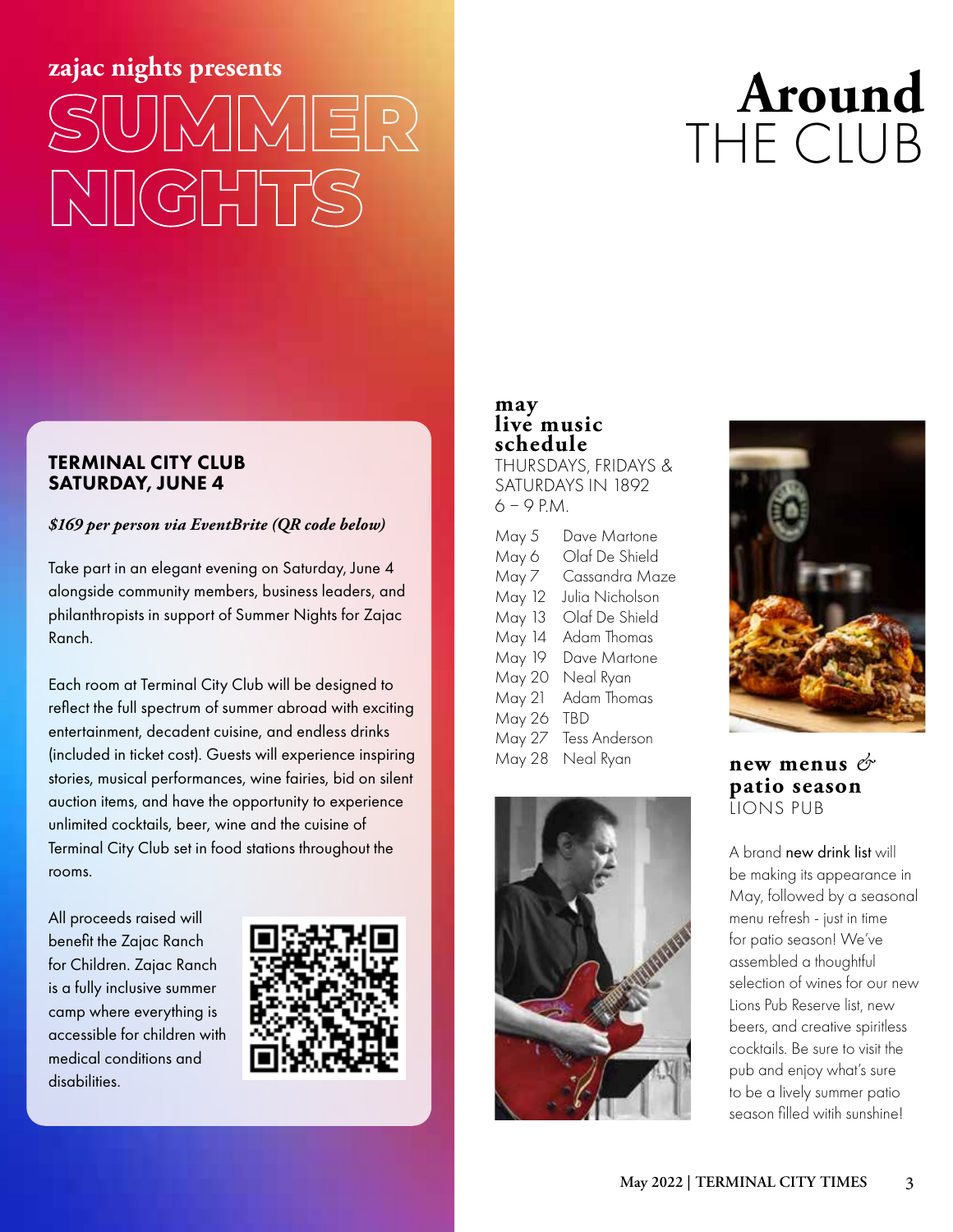zajac nights presents

# SUMMER NIGHTS

**TERMINAL CITY CLUB**
**SATURDAY, JUNE 4**

***$169 per person via EventBrite (QR code below)***

Take part in an elegant evening on Saturday, June 4 alongside community members, business leaders, and philanthropists in support of Summer Nights for Zajac Ranch.

Each room at Terminal City Club will be designed to reflect the full spectrum of summer abroad with exciting entertainment, decadent cuisine, and endless drinks (included in ticket cost). Guests will experience inspiring stories, musical performances, wine fairies, bid on silent auction items, and have the opportunity to experience unlimited cocktails, beer, wine and the cuisine of Terminal City Club set in food stations throughout the rooms.

All proceeds raised will benefit the Zajac Ranch for Children. Zajac Ranch is a fully inclusive summer camp where everything is accessible for children with medical conditions and disabilities.

# **Around** THE CLUB

## may live music schedule

THURSDAYS, FRIDAYS & SATURDAYS IN 1892
6 – 9 P.M.

| | |
|---|---|
| May 5 | Dave Martone |
| May 6 | Olaf De Shield |
| May 7 | Cassandra Maze |
| May 12 | Julia Nicholson |
| May 13 | Olaf De Shield |
| May 14 | Adam Thomas |
| May 19 | Dave Martone |
| May 20 | Neal Ryan |
| May 21 | Adam Thomas |
| May 26 | TBD |
| May 27 | Tess Anderson |
| May 28 | Neal Ryan |

## new menus & patio season

LIONS PUB

A brand new drink list will be making its appearance in May, followed by a seasonal menu refresh - just in time for patio season! We've assembled a thoughtful selection of wines for our new Lions Pub Reserve list, new beers, and creative spiritless cocktails. Be sure to visit the pub and enjoy what's sure to be a lively summer patio season filled witih sunshine!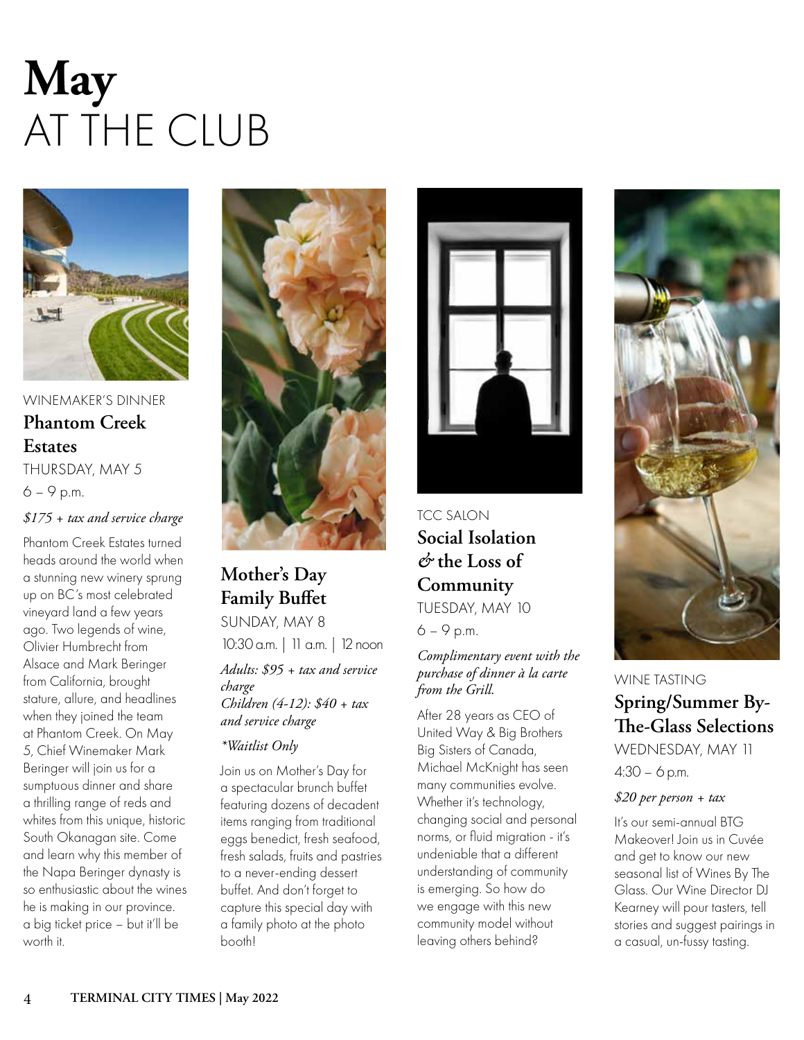# **May** AT THE CLUB

WINEMAKER'S DINNER

## Phantom Creek Estates

THURSDAY, MAY 5

6 – 9 p.m.

*$175 + tax and service charge*

Phantom Creek Estates turned heads around the world when a stunning new winery sprung up on BC's most celebrated vineyard land a few years ago. Two legends of wine, Olivier Humbrecht from Alsace and Mark Beringer from California, brought stature, allure, and headlines when they joined the team at Phantom Creek. On May 5, Chief Winemaker Mark Beringer will join us for a sumptuous dinner and share a thrilling range of reds and whites from this unique, historic South Okanagan site. Come and learn why this member of the Napa Beringer dynasty is so enthusiastic about the wines he is making in our province. a big ticket price – but it'll be worth it.

## Mother's Day Family Buffet

SUNDAY, MAY 8

10:30 a.m. | 11 a.m. | 12 noon

*Adults: $95 + tax and service charge*
*Children (4-12): $40 + tax and service charge*

*\*Waitlist Only*

Join us on Mother's Day for a spectacular brunch buffet featuring dozens of decadent items ranging from traditional eggs benedict, fresh seafood, fresh salads, fruits and pastries to a never-ending dessert buffet. And don't forget to capture this special day with a family photo at the photo booth!

TCC SALON

## Social Isolation & the Loss of Community

TUESDAY, MAY 10

6 – 9 p.m.

*Complimentary event with the purchase of dinner à la carte from the Grill.*

After 28 years as CEO of United Way & Big Brothers Big Sisters of Canada, Michael McKnight has seen many communities evolve. Whether it's technology, changing social and personal norms, or fluid migration - it's undeniable that a different understanding of community is emerging. So how do we engage with this new community model without leaving others behind?

WINE TASTING

## Spring/Summer By-The-Glass Selections

WEDNESDAY, MAY 11

4:30 – 6 p.m.

*$20 per person + tax*

It's our semi-annual BTG Makeover! Join us in Cuvée and get to know our new seasonal list of Wines By The Glass. Our Wine Director DJ Kearney will pour tasters, tell stories and suggest pairings in a casual, un-fussy tasting.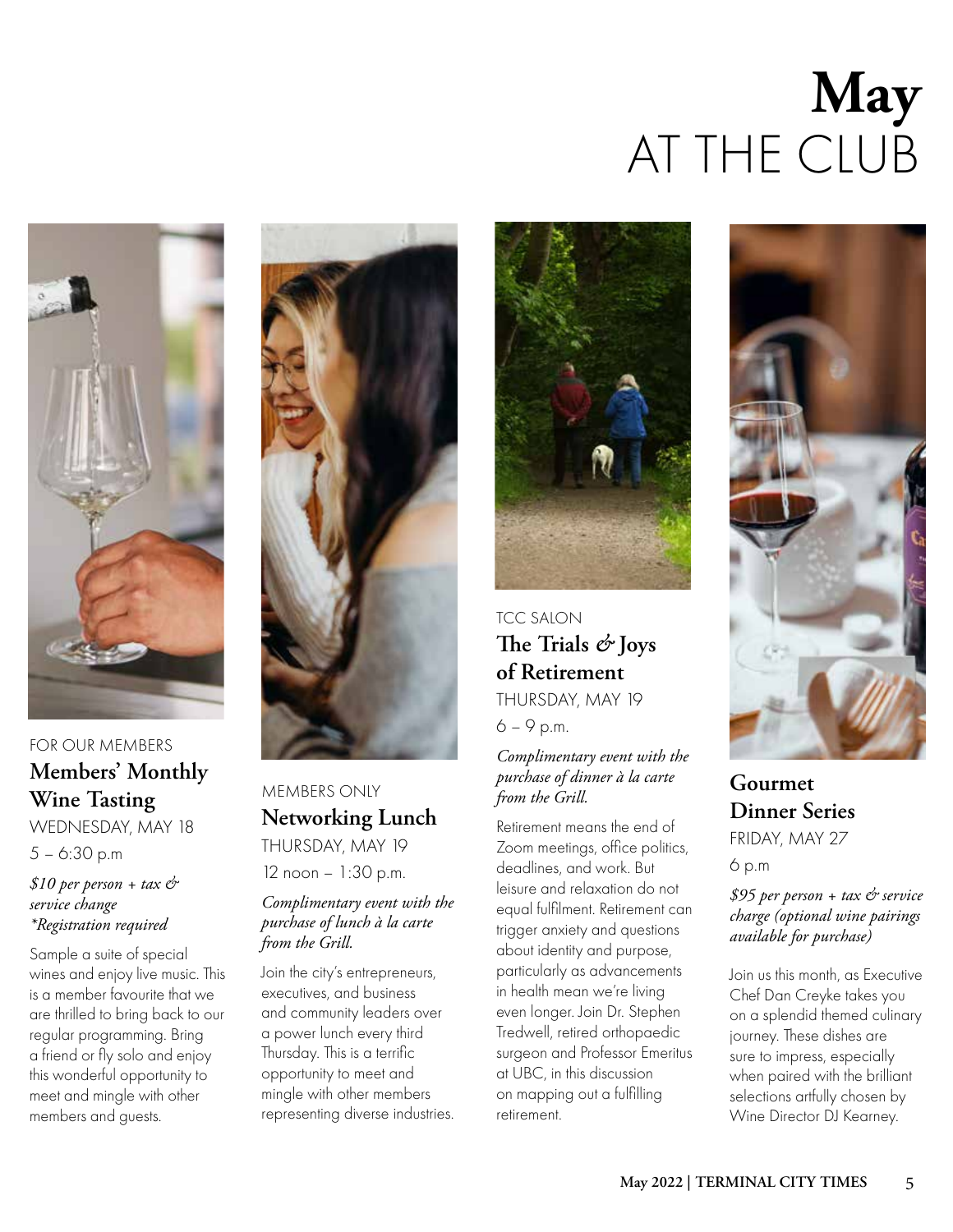# May AT THE CLUB

FOR OUR MEMBERS

## Members' Monthly Wine Tasting

WEDNESDAY, MAY 18

5 – 6:30 p.m

*$10 per person + tax & service change*
*\*Registration required*

Sample a suite of special wines and enjoy live music. This is a member favourite that we are thrilled to bring back to our regular programming. Bring a friend or fly solo and enjoy this wonderful opportunity to meet and mingle with other members and guests.

MEMBERS ONLY

## Networking Lunch

THURSDAY, MAY 19

12 noon – 1:30 p.m.

*Complimentary event with the purchase of lunch à la carte from the Grill.*

Join the city's entrepreneurs, executives, and business and community leaders over a power lunch every third Thursday. This is a terrific opportunity to meet and mingle with other members representing diverse industries.

TCC SALON

## The Trials & Joys of Retirement

THURSDAY, MAY 19

6 – 9 p.m.

*Complimentary event with the purchase of dinner à la carte from the Grill.*

Retirement means the end of Zoom meetings, office politics, deadlines, and work. But leisure and relaxation do not equal fulfilment. Retirement can trigger anxiety and questions about identity and purpose, particularly as advancements in health mean we're living even longer. Join Dr. Stephen Tredwell, retired orthopaedic surgeon and Professor Emeritus at UBC, in this discussion on mapping out a fulfilling retirement.

## Gourmet Dinner Series

FRIDAY, MAY 27

6 p.m

*$95 per person + tax & service charge (optional wine pairings available for purchase)*

Join us this month, as Executive Chef Dan Creyke takes you on a splendid themed culinary journey. These dishes are sure to impress, especially when paired with the brilliant selections artfully chosen by Wine Director DJ Kearney.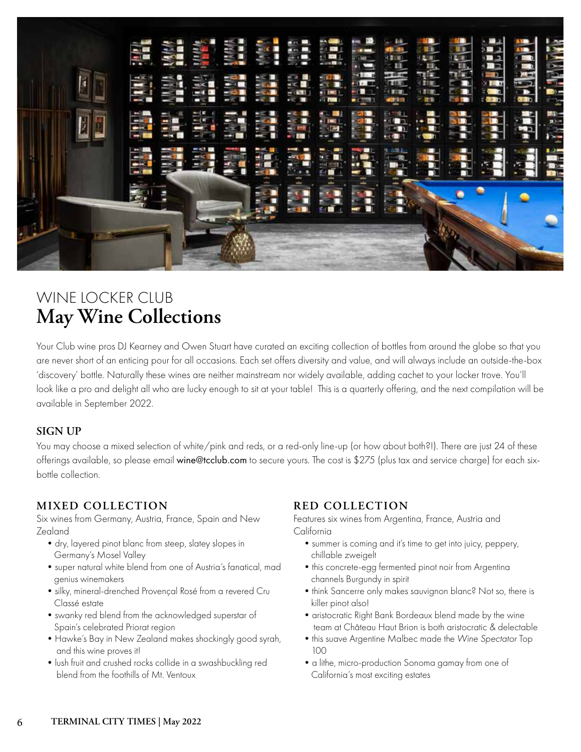# WINE LOCKER CLUB
## May Wine Collections

Your Club wine pros DJ Kearney and Owen Stuart have curated an exciting collection of bottles from around the globe so that you are never short of an enticing pour for all occasions. Each set offers diversity and value, and will always include an outside-the-box 'discovery' bottle. Naturally these wines are neither mainstream nor widely available, adding cachet to your locker trove. You'll look like a pro and delight all who are lucky enough to sit at your table! This is a quarterly offering, and the next compilation will be available in September 2022.

### SIGN UP

You may choose a mixed selection of white/pink and reds, or a red-only line-up (or how about both?!). There are just 24 of these offerings available, so please email wine@tcclub.com to secure yours. The cost is $275 (plus tax and service charge) for each six-bottle collection.

### MIXED COLLECTION

Six wines from Germany, Austria, France, Spain and New Zealand

- dry, layered pinot blanc from steep, slatey slopes in Germany's Mosel Valley
- super natural white blend from one of Austria's fanatical, mad genius winemakers
- silky, mineral-drenched Provençal Rosé from a revered Cru Classé estate
- swanky red blend from the acknowledged superstar of Spain's celebrated Priorat region
- Hawke's Bay in New Zealand makes shockingly good syrah, and this wine proves it!
- lush fruit and crushed rocks collide in a swashbuckling red blend from the foothills of Mt. Ventoux

### RED COLLECTION

Features six wines from Argentina, France, Austria and California

- summer is coming and it's time to get into juicy, peppery, chillable zweigelt
- this concrete-egg fermented pinot noir from Argentina channels Burgundy in spirit
- think Sancerre only makes sauvignon blanc? Not so, there is killer pinot also!
- aristocratic Right Bank Bordeaux blend made by the wine team at Château Haut Brion is both aristocratic & delectable
- this suave Argentine Malbec made the *Wine Spectator* Top 100
- a lithe, micro-production Sonoma gamay from one of California's most exciting estates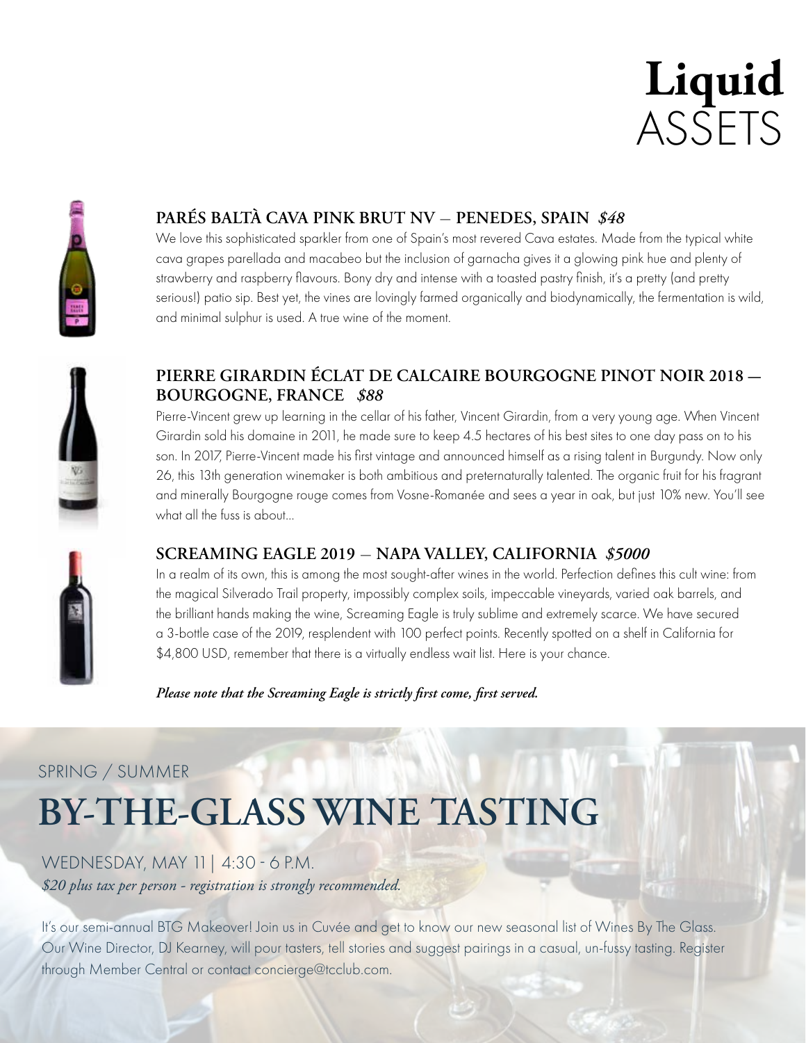# Liquid ASSETS

### PARÉS BALTÀ CAVA PINK BRUT NV – PENEDES, SPAIN *$48*

We love this sophisticated sparkler from one of Spain's most revered Cava estates. Made from the typical white cava grapes parellada and macabeo but the inclusion of garnacha gives it a glowing pink hue and plenty of strawberry and raspberry flavours. Bony dry and intense with a toasted pastry finish, it's a pretty (and pretty serious!) patio sip. Best yet, the vines are lovingly farmed organically and biodynamically, the fermentation is wild, and minimal sulphur is used. A true wine of the moment.

### PIERRE GIRARDIN ÉCLAT DE CALCAIRE BOURGOGNE PINOT NOIR 2018 – BOURGOGNE, FRANCE *$88*

Pierre-Vincent grew up learning in the cellar of his father, Vincent Girardin, from a very young age. When Vincent Girardin sold his domaine in 2011, he made sure to keep 4.5 hectares of his best sites to one day pass on to his son. In 2017, Pierre-Vincent made his first vintage and announced himself as a rising talent in Burgundy. Now only 26, this 13th generation winemaker is both ambitious and preternaturally talented. The organic fruit for his fragrant and minerally Bourgogne rouge comes from Vosne-Romanée and sees a year in oak, but just 10% new. You'll see what all the fuss is about...

### SCREAMING EAGLE 2019 – NAPA VALLEY, CALIFORNIA *$5000*

In a realm of its own, this is among the most sought-after wines in the world. Perfection defines this cult wine: from the magical Silverado Trail property, impossibly complex soils, impeccable vineyards, varied oak barrels, and the brilliant hands making the wine, Screaming Eagle is truly sublime and extremely scarce. We have secured a 3-bottle case of the 2019, resplendent with 100 perfect points. Recently spotted on a shelf in California for $4,800 USD, remember that there is a virtually endless wait list. Here is your chance.

***Please note that the Screaming Eagle is strictly first come, first served.***

SPRING / SUMMER

## BY-THE-GLASS WINE TASTING

WEDNESDAY, MAY 11 | 4:30 - 6 P.M.

*$20 plus tax per person - registration is strongly recommended.*

It's our semi-annual BTG Makeover! Join us in Cuvée and get to know our new seasonal list of Wines By The Glass. Our Wine Director, DJ Kearney, will pour tasters, tell stories and suggest pairings in a casual, un-fussy tasting. Register through Member Central or contact concierge@tcclub.com.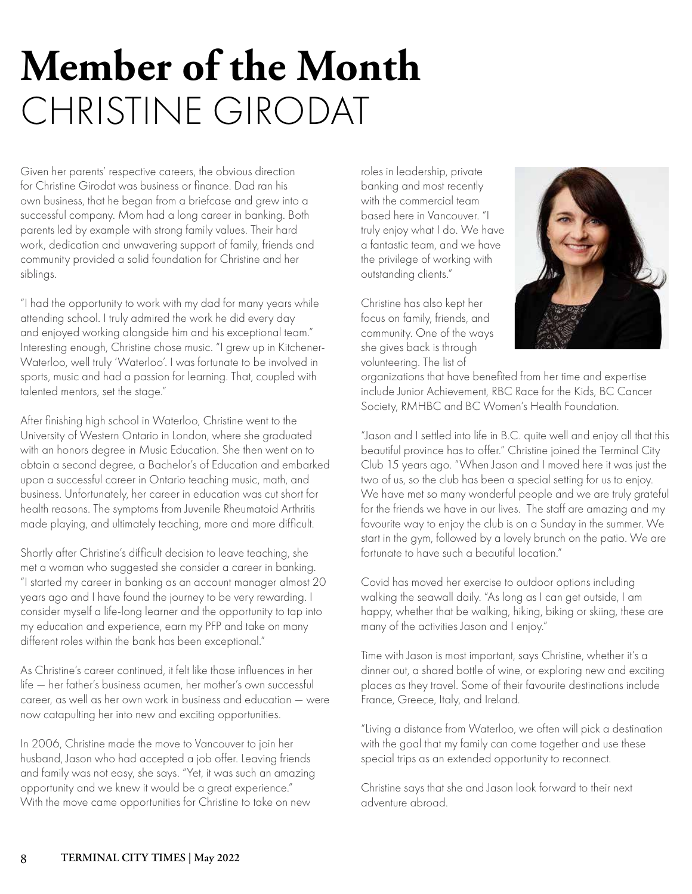# Member of the Month
## CHRISTINE GIRODAT

Given her parents' respective careers, the obvious direction for Christine Girodat was business or finance. Dad ran his own business, that he began from a briefcase and grew into a successful company. Mom had a long career in banking. Both parents led by example with strong family values. Their hard work, dedication and unwavering support of family, friends and community provided a solid foundation for Christine and her siblings.

"I had the opportunity to work with my dad for many years while attending school. I truly admired the work he did every day and enjoyed working alongside him and his exceptional team." Interesting enough, Christine chose music. "I grew up in Kitchener-Waterloo, well truly 'Waterloo'. I was fortunate to be involved in sports, music and had a passion for learning. That, coupled with talented mentors, set the stage."

After finishing high school in Waterloo, Christine went to the University of Western Ontario in London, where she graduated with an honors degree in Music Education. She then went on to obtain a second degree, a Bachelor's of Education and embarked upon a successful career in Ontario teaching music, math, and business. Unfortunately, her career in education was cut short for health reasons. The symptoms from Juvenile Rheumatoid Arthritis made playing, and ultimately teaching, more and more difficult.

Shortly after Christine's difficult decision to leave teaching, she met a woman who suggested she consider a career in banking. "I started my career in banking as an account manager almost 20 years ago and I have found the journey to be very rewarding. I consider myself a life-long learner and the opportunity to tap into my education and experience, earn my PFP and take on many different roles within the bank has been exceptional."

As Christine's career continued, it felt like those influences in her life — her father's business acumen, her mother's own successful career, as well as her own work in business and education — were now catapulting her into new and exciting opportunities.

In 2006, Christine made the move to Vancouver to join her husband, Jason who had accepted a job offer. Leaving friends and family was not easy, she says. "Yet, it was such an amazing opportunity and we knew it would be a great experience." With the move came opportunities for Christine to take on new roles in leadership, private banking and most recently with the commercial team based here in Vancouver. "I truly enjoy what I do. We have a fantastic team, and we have the privilege of working with outstanding clients."

Christine has also kept her focus on family, friends, and community. One of the ways she gives back is through volunteering. The list of organizations that have benefited from her time and expertise include Junior Achievement, RBC Race for the Kids, BC Cancer Society, RMHBC and BC Women's Health Foundation.

"Jason and I settled into life in B.C. quite well and enjoy all that this beautiful province has to offer." Christine joined the Terminal City Club 15 years ago. "When Jason and I moved here it was just the two of us, so the club has been a special setting for us to enjoy. We have met so many wonderful people and we are truly grateful for the friends we have in our lives. The staff are amazing and my favourite way to enjoy the club is on a Sunday in the summer. We start in the gym, followed by a lovely brunch on the patio. We are fortunate to have such a beautiful location."

Covid has moved her exercise to outdoor options including walking the seawall daily. "As long as I can get outside, I am happy, whether that be walking, hiking, biking or skiing, these are many of the activities Jason and I enjoy."

Time with Jason is most important, says Christine, whether it's a dinner out, a shared bottle of wine, or exploring new and exciting places as they travel. Some of their favourite destinations include France, Greece, Italy, and Ireland.

"Living a distance from Waterloo, we often will pick a destination with the goal that my family can come together and use these special trips as an extended opportunity to reconnect.

Christine says that she and Jason look forward to their next adventure abroad.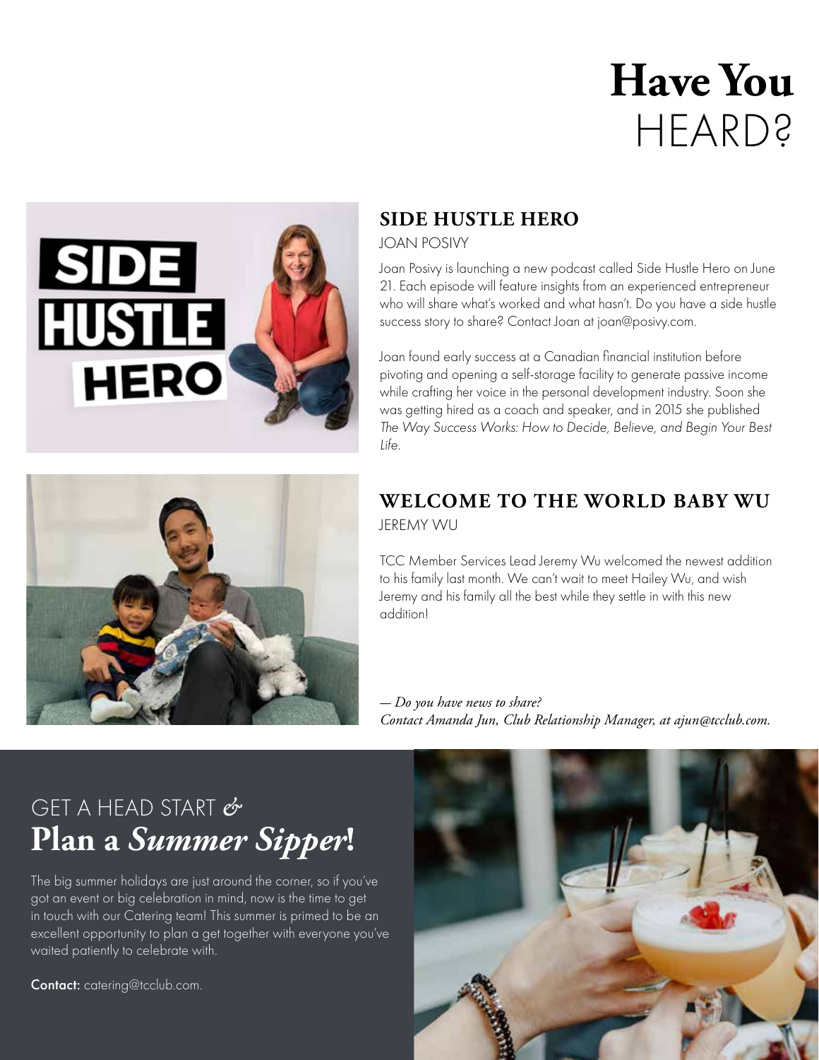# Have You HEARD?

## SIDE HUSTLE HERO

JOAN POSIVY

Joan Posivy is launching a new podcast called Side Hustle Hero on June 21. Each episode will feature insights from an experienced entrepreneur who will share what's worked and what hasn't. Do you have a side hustle success story to share? Contact Joan at joan@posivy.com.

Joan found early success at a Canadian financial institution before pivoting and opening a self-storage facility to generate passive income while crafting her voice in the personal development industry. Soon she was getting hired as a coach and speaker, and in 2015 she published *The Way Success Works: How to Decide, Believe, and Begin Your Best Life.*

## WELCOME TO THE WORLD BABY WU

JEREMY WU

TCC Member Services Lead Jeremy Wu welcomed the newest addition to his family last month. We can't wait to meet Hailey Wu, and wish Jeremy and his family all the best while they settle in with this new addition!

*— Do you have news to share?*
*Contact Amanda Jun, Club Relationship Manager, at ajun@tcclub.com.*

## GET A HEAD START & Plan a *Summer Sipper*!

The big summer holidays are just around the corner, so if you've got an event or big celebration in mind, now is the time to get in touch with our Catering team! This summer is primed to be an excellent opportunity to plan a get together with everyone you've waited patiently to celebrate with.

**Contact:** catering@tcclub.com.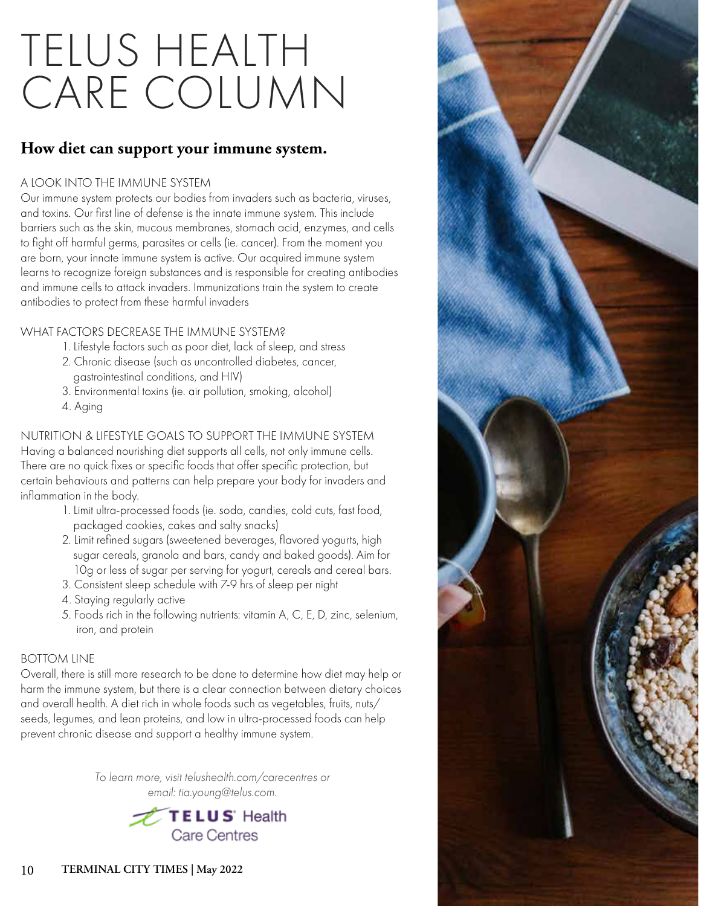# TELUS HEALTH CARE COLUMN

## How diet can support your immune system.

### A LOOK INTO THE IMMUNE SYSTEM

Our immune system protects our bodies from invaders such as bacteria, viruses, and toxins. Our first line of defense is the innate immune system. This include barriers such as the skin, mucous membranes, stomach acid, enzymes, and cells to fight off harmful germs, parasites or cells (ie. cancer). From the moment you are born, your innate immune system is active. Our acquired immune system learns to recognize foreign substances and is responsible for creating antibodies and immune cells to attack invaders. Immunizations train the system to create antibodies to protect from these harmful invaders

### WHAT FACTORS DECREASE THE IMMUNE SYSTEM?

1. Lifestyle factors such as poor diet, lack of sleep, and stress
2. Chronic disease (such as uncontrolled diabetes, cancer, gastrointestinal conditions, and HIV)
3. Environmental toxins (ie. air pollution, smoking, alcohol)
4. Aging

### NUTRITION & LIFESTYLE GOALS TO SUPPORT THE IMMUNE SYSTEM

Having a balanced nourishing diet supports all cells, not only immune cells. There are no quick fixes or specific foods that offer specific protection, but certain behaviours and patterns can help prepare your body for invaders and inflammation in the body.

1. Limit ultra-processed foods (ie. soda, candies, cold cuts, fast food, packaged cookies, cakes and salty snacks)
2. Limit refined sugars (sweetened beverages, flavored yogurts, high sugar cereals, granola and bars, candy and baked goods). Aim for 10g or less of sugar per serving for yogurt, cereals and cereal bars.
3. Consistent sleep schedule with 7-9 hrs of sleep per night
4. Staying regularly active
5. Foods rich in the following nutrients: vitamin A, C, E, D, zinc, selenium, iron, and protein

### BOTTOM LINE

Overall, there is still more research to be done to determine how diet may help or harm the immune system, but there is a clear connection between dietary choices and overall health. A diet rich in whole foods such as vegetables, fruits, nuts/seeds, legumes, and lean proteins, and low in ultra-processed foods can help prevent chronic disease and support a healthy immune system.

*To learn more, visit telushealth.com/carecentres or email: tia.young@telus.com.*

TELUS Health Care Centres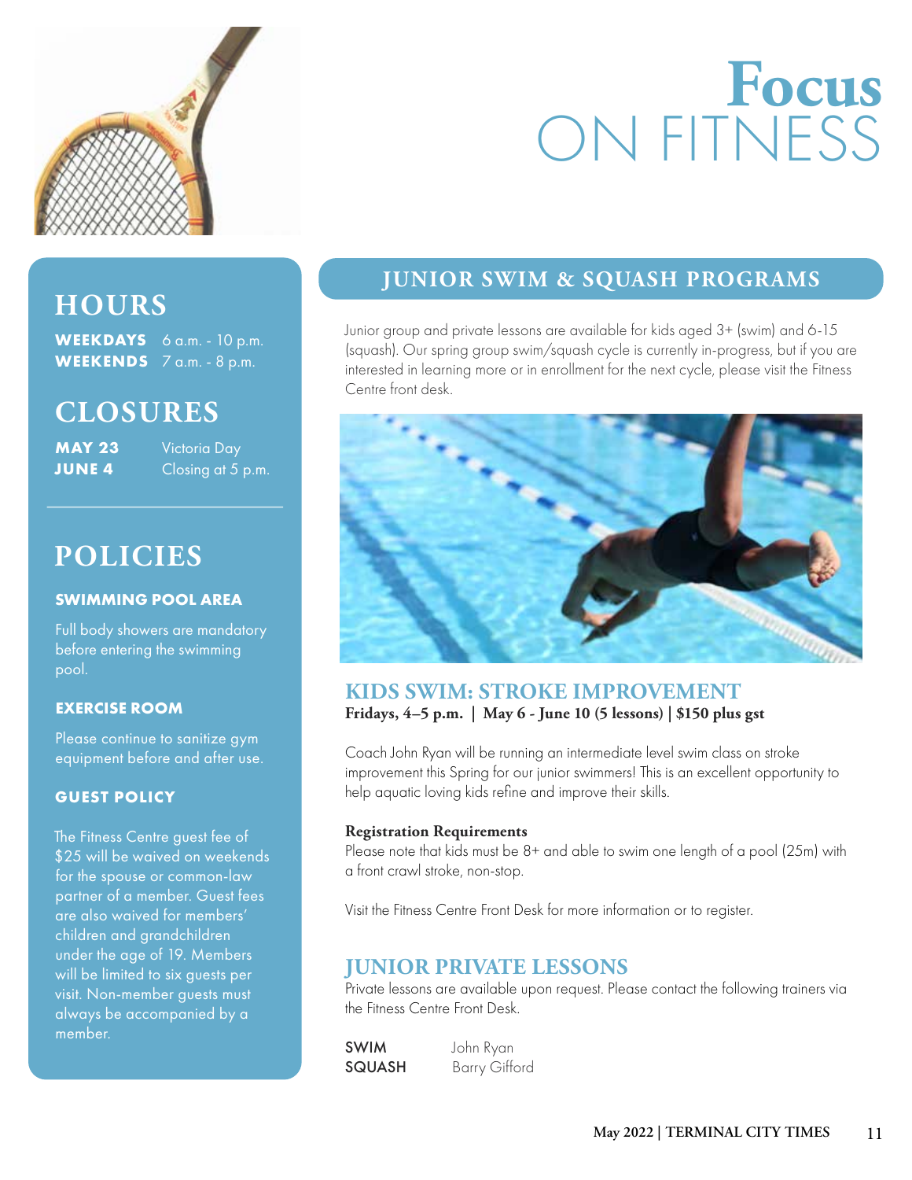# Focus ON FITNESS

## HOURS

**WEEKDAYS** 6 a.m. - 10 p.m.
**WEEKENDS** 7 a.m. - 8 p.m.

## CLOSURES

**MAY 23** Victoria Day
**JUNE 4** Closing at 5 p.m.

## POLICIES

### SWIMMING POOL AREA

Full body showers are mandatory before entering the swimming pool.

### EXERCISE ROOM

Please continue to sanitize gym equipment before and after use.

### GUEST POLICY

The Fitness Centre guest fee of $25 will be waived on weekends for the spouse or common-law partner of a member. Guest fees are also waived for members' children and grandchildren under the age of 19. Members will be limited to six guests per visit. Non-member guests must always be accompanied by a member.

## JUNIOR SWIM & SQUASH PROGRAMS

Junior group and private lessons are available for kids aged 3+ (swim) and 6-15 (squash). Our spring group swim/squash cycle is currently in-progress, but if you are interested in learning more or in enrollment for the next cycle, please visit the Fitness Centre front desk.

### KIDS SWIM: STROKE IMPROVEMENT

**Fridays, 4–5 p.m. | May 6 - June 10 (5 lessons) | $150 plus gst**

Coach John Ryan will be running an intermediate level swim class on stroke improvement this Spring for our junior swimmers! This is an excellent opportunity to help aquatic loving kids refine and improve their skills.

**Registration Requirements**
Please note that kids must be 8+ and able to swim one length of a pool (25m) with a front crawl stroke, non-stop.

Visit the Fitness Centre Front Desk for more information or to register.

### JUNIOR PRIVATE LESSONS

Private lessons are available upon request. Please contact the following trainers via the Fitness Centre Front Desk.

**SWIM** John Ryan
**SQUASH** Barry Gifford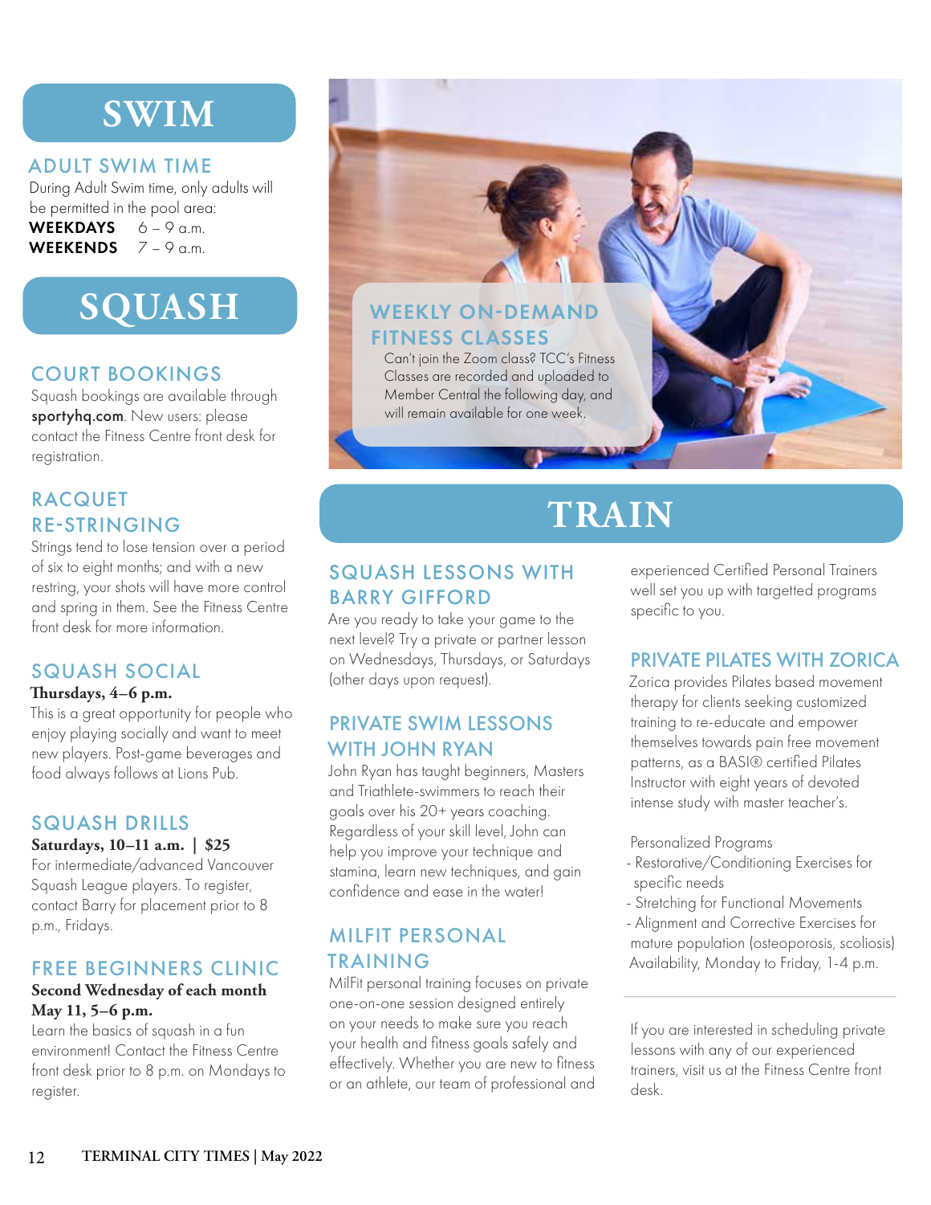# SWIM

## ADULT SWIM TIME

During Adult Swim time, only adults will be permitted in the pool area:

**WEEKDAYS** 6 – 9 a.m.
**WEEKENDS** 7 – 9 a.m.

# SQUASH

## COURT BOOKINGS

Squash bookings are available through **sportyhq.com**. New users: please contact the Fitness Centre front desk for registration.

## RACQUET RE-STRINGING

Strings tend to lose tension over a period of six to eight months; and with a new restring, your shots will have more control and spring in them. See the Fitness Centre front desk for more information.

## SQUASH SOCIAL

**Thursdays, 4–6 p.m.**

This is a great opportunity for people who enjoy playing socially and want to meet new players. Post-game beverages and food always follows at Lions Pub.

## SQUASH DRILLS

**Saturdays, 10–11 a.m. | $25**

For intermediate/advanced Vancouver Squash League players. To register, contact Barry for placement prior to 8 p.m., Fridays.

## FREE BEGINNERS CLINIC

**Second Wednesday of each month**
**May 11, 5–6 p.m.**

Learn the basics of squash in a fun environment! Contact the Fitness Centre front desk prior to 8 p.m. on Mondays to register.

## WEEKLY ON-DEMAND FITNESS CLASSES

Can't join the Zoom class? TCC's Fitness Classes are recorded and uploaded to Member Central the following day, and will remain available for one week.

# TRAIN

## SQUASH LESSONS WITH BARRY GIFFORD

Are you ready to take your game to the next level? Try a private or partner lesson on Wednesdays, Thursdays, or Saturdays (other days upon request).

## PRIVATE SWIM LESSONS WITH JOHN RYAN

John Ryan has taught beginners, Masters and Triathlete-swimmers to reach their goals over his 20+ years coaching. Regardless of your skill level, John can help you improve your technique and stamina, learn new techniques, and gain confidence and ease in the water!

## MILFIT PERSONAL TRAINING

MilFit personal training focuses on private one-on-one session designed entirely on your needs to make sure you reach your health and fitness goals safely and effectively. Whether you are new to fitness or an athlete, our team of professional and experienced Certified Personal Trainers well set you up with targetted programs specific to you.

## PRIVATE PILATES WITH ZORICA

Zorica provides Pilates based movement therapy for clients seeking customized training to re-educate and empower themselves towards pain free movement patterns, as a BASI® certified Pilates Instructor with eight years of devoted intense study with master teacher's.

Personalized Programs

- Restorative/Conditioning Exercises for specific needs
- Stretching for Functional Movements
- Alignment and Corrective Exercises for mature population (osteoporosis, scoliosis)

Availability, Monday to Friday, 1-4 p.m.

---

If you are interested in scheduling private lessons with any of our experienced trainers, visit us at the Fitness Centre front desk.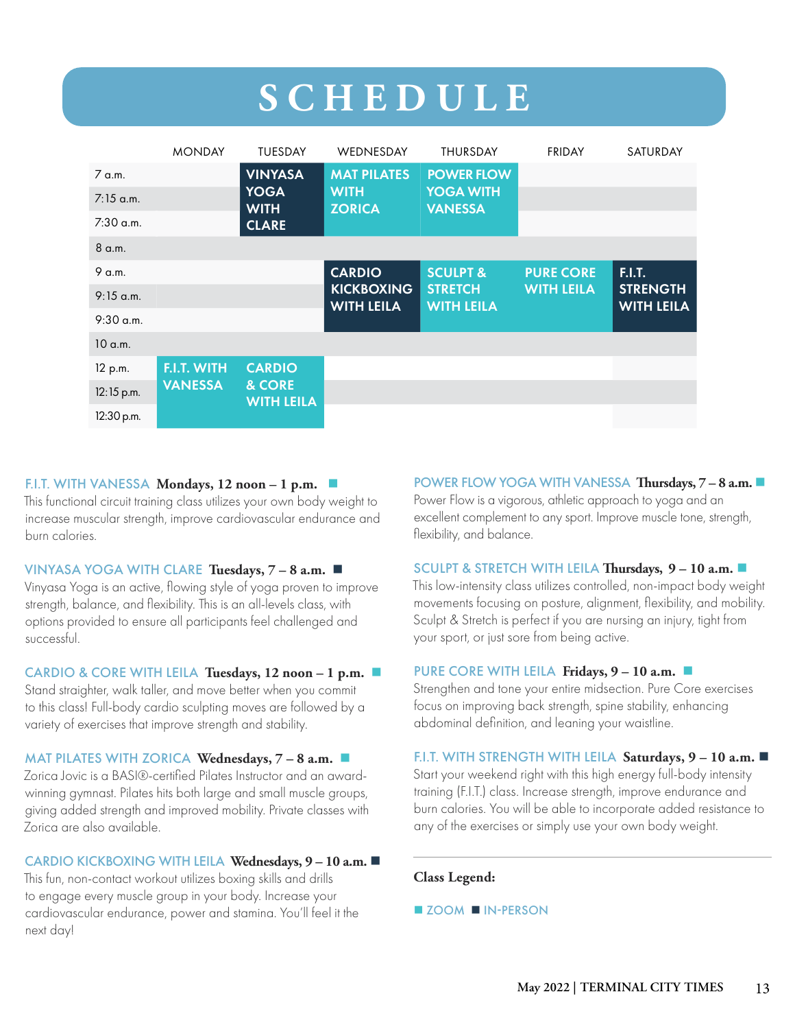# SCHEDULE

| | MONDAY | TUESDAY | WEDNESDAY | THURSDAY | FRIDAY | SATURDAY |
|---|---|---|---|---|---|---|
| 7 a.m. | | VINYASA YOGA WITH CLARE | MAT PILATES WITH ZORICA | POWER FLOW YOGA WITH VANESSA | | |
| 7:15 a.m. | | | | | | |
| 7:30 a.m. | | | | | | |
| 8 a.m. | | | | | | |
| 9 a.m. | | | CARDIO KICKBOXING WITH LEILA | SCULPT & STRETCH WITH LEILA | PURE CORE WITH LEILA | F.I.T. STRENGTH WITH LEILA |
| 9:15 a.m. | | | | | | |
| 9:30 a.m. | | | | | | |
| 10 a.m. | | | | | | |
| 12 p.m. | F.I.T. WITH VANESSA | CARDIO & CORE WITH LEILA | | | | |
| 12:15 p.m. | | | | | | |
| 12:30 p.m. | | | | | | |

**F.I.T. WITH VANESSA** **Mondays, 12 noon – 1 p.m.** ■
This functional circuit training class utilizes your own body weight to increase muscular strength, improve cardiovascular endurance and burn calories.

**VINYASA YOGA WITH CLARE** **Tuesdays, 7 – 8 a.m.** ■
Vinyasa Yoga is an active, flowing style of yoga proven to improve strength, balance, and flexibility. This is an all-levels class, with options provided to ensure all participants feel challenged and successful.

**CARDIO & CORE WITH LEILA** **Tuesdays, 12 noon – 1 p.m.** ■
Stand straighter, walk taller, and move better when you commit to this class! Full-body cardio sculpting moves are followed by a variety of exercises that improve strength and stability.

**MAT PILATES WITH ZORICA** **Wednesdays, 7 – 8 a.m.** ■
Zorica Jovic is a BASI®-certified Pilates Instructor and an award-winning gymnast. Pilates hits both large and small muscle groups, giving added strength and improved mobility. Private classes with Zorica are also available.

**CARDIO KICKBOXING WITH LEILA** **Wednesdays, 9 – 10 a.m.** ■
This fun, non-contact workout utilizes boxing skills and drills to engage every muscle group in your body. Increase your cardiovascular endurance, power and stamina. You'll feel it the next day!

**POWER FLOW YOGA WITH VANESSA** **Thursdays, 7 – 8 a.m.** ■
Power Flow is a vigorous, athletic approach to yoga and an excellent complement to any sport. Improve muscle tone, strength, flexibility, and balance.

**SCULPT & STRETCH WITH LEILA** **Thursdays, 9 – 10 a.m.** ■
This low-intensity class utilizes controlled, non-impact body weight movements focusing on posture, alignment, flexibility, and mobility. Sculpt & Stretch is perfect if you are nursing an injury, tight from your sport, or just sore from being active.

**PURE CORE WITH LEILA** **Fridays, 9 – 10 a.m.** ■
Strengthen and tone your entire midsection. Pure Core exercises focus on improving back strength, spine stability, enhancing abdominal definition, and leaning your waistline.

**F.I.T. WITH STRENGTH WITH LEILA** **Saturdays, 9 – 10 a.m.** ■
Start your weekend right with this high energy full-body intensity training (F.I.T.) class. Increase strength, improve endurance and burn calories. You will be able to incorporate added resistance to any of the exercises or simply use your own body weight.

**Class Legend:**

■ ZOOM ■ IN-PERSON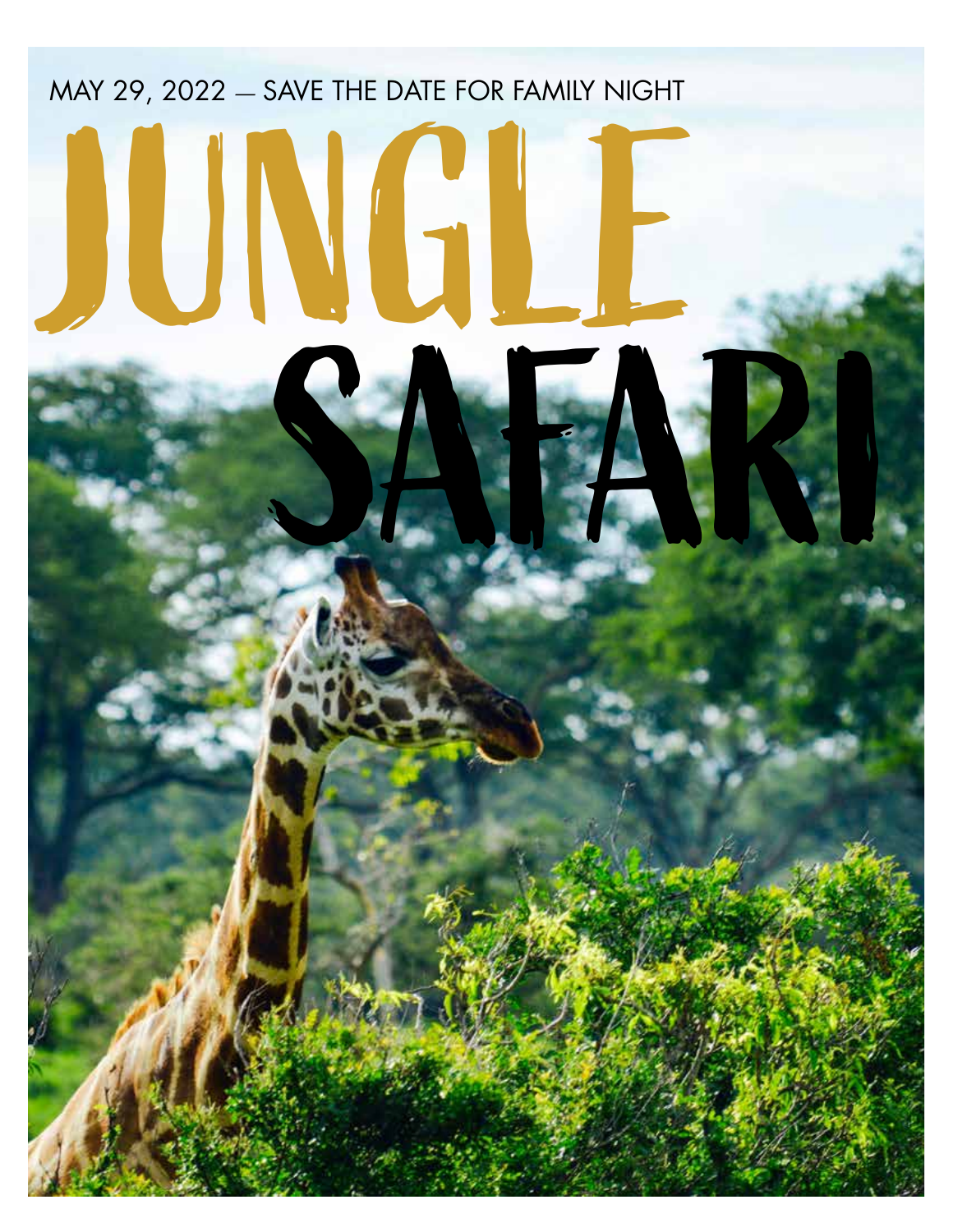MAY 29, 2022 — SAVE THE DATE FOR FAMILY NIGHT

# JUNGLE SAFARI